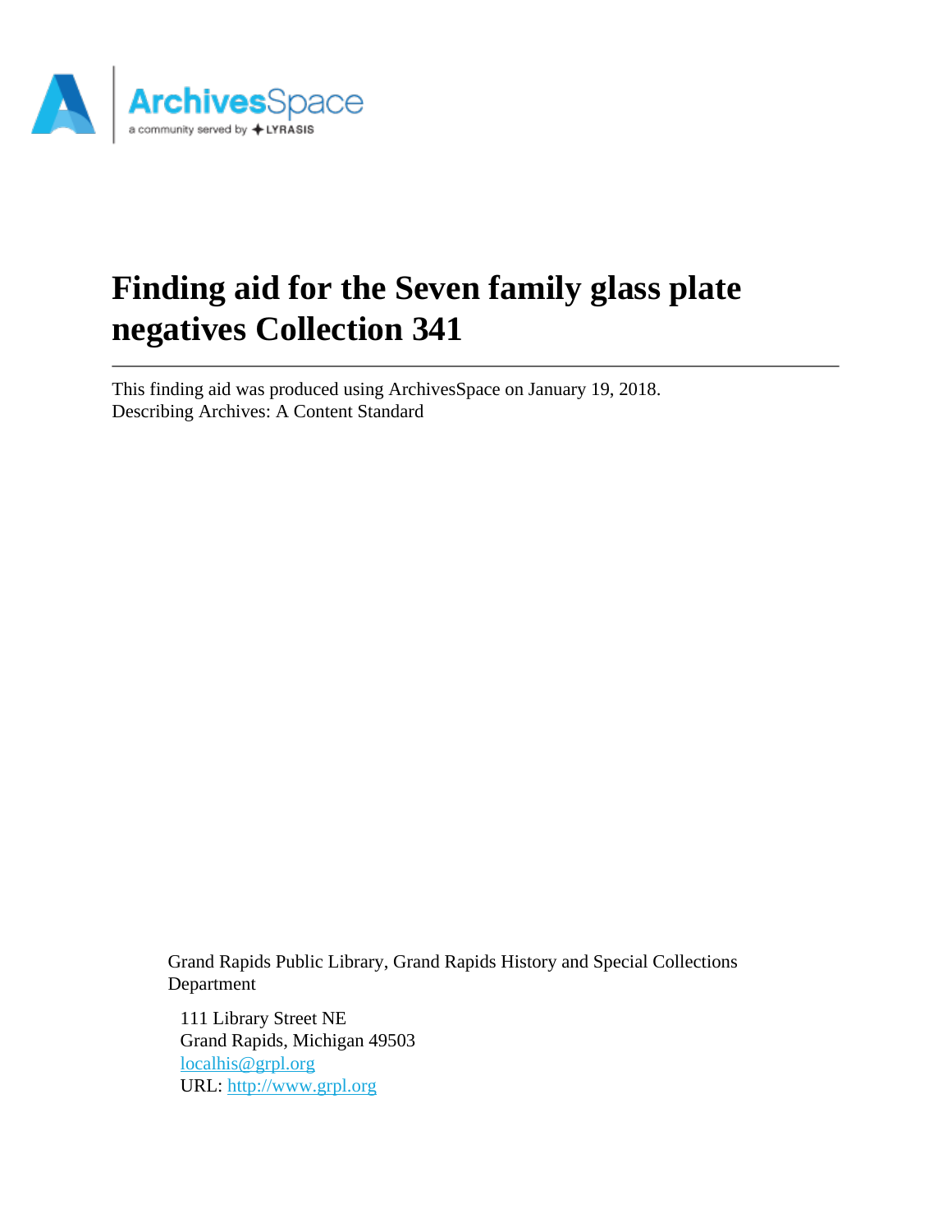# Finding aid for the Seven family glass plate negatives Collection 341

This finding aid was produced using ArchivesSpace on January 19, 2018.
Describing Archives: A Content Standard

Grand Rapids Public Library, Grand Rapids History and Special Collections Department

111 Library Street NE
Grand Rapids, Michigan 49503
localhis@grpl.org
URL: http://www.grpl.org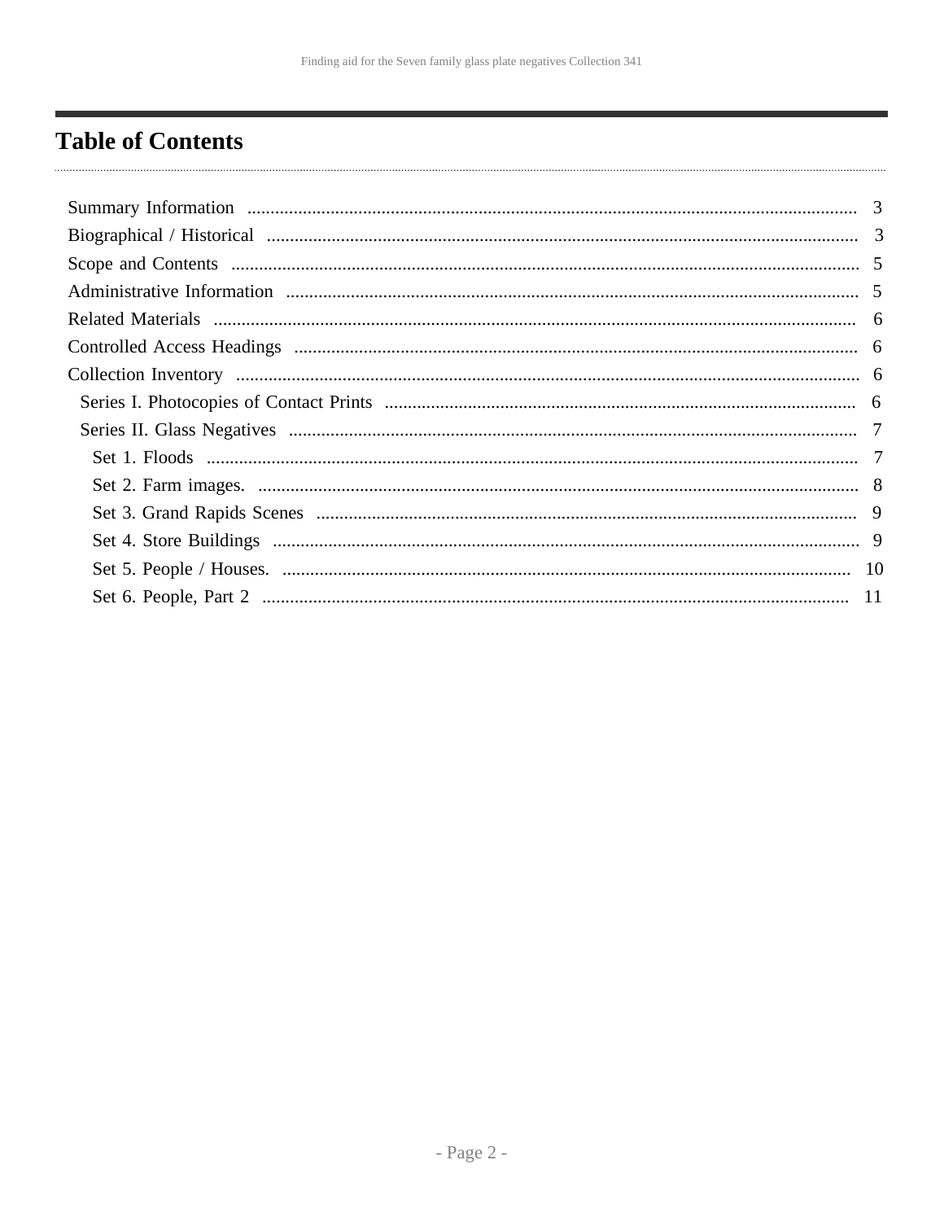# Table of Contents

Summary Information ..... 3
Biographical / Historical ..... 3
Scope and Contents ..... 5
Administrative Information ..... 5
Related Materials ..... 6
Controlled Access Headings ..... 6
Collection Inventory ..... 6
- Series I. Photocopies of Contact Prints ..... 6
- Series II. Glass Negatives ..... 7
  - Set 1. Floods ..... 7
  - Set 2. Farm images. ..... 8
  - Set 3. Grand Rapids Scenes ..... 9
  - Set 4. Store Buildings ..... 9
  - Set 5. People / Houses. ..... 10
  - Set 6. People, Part 2 ..... 11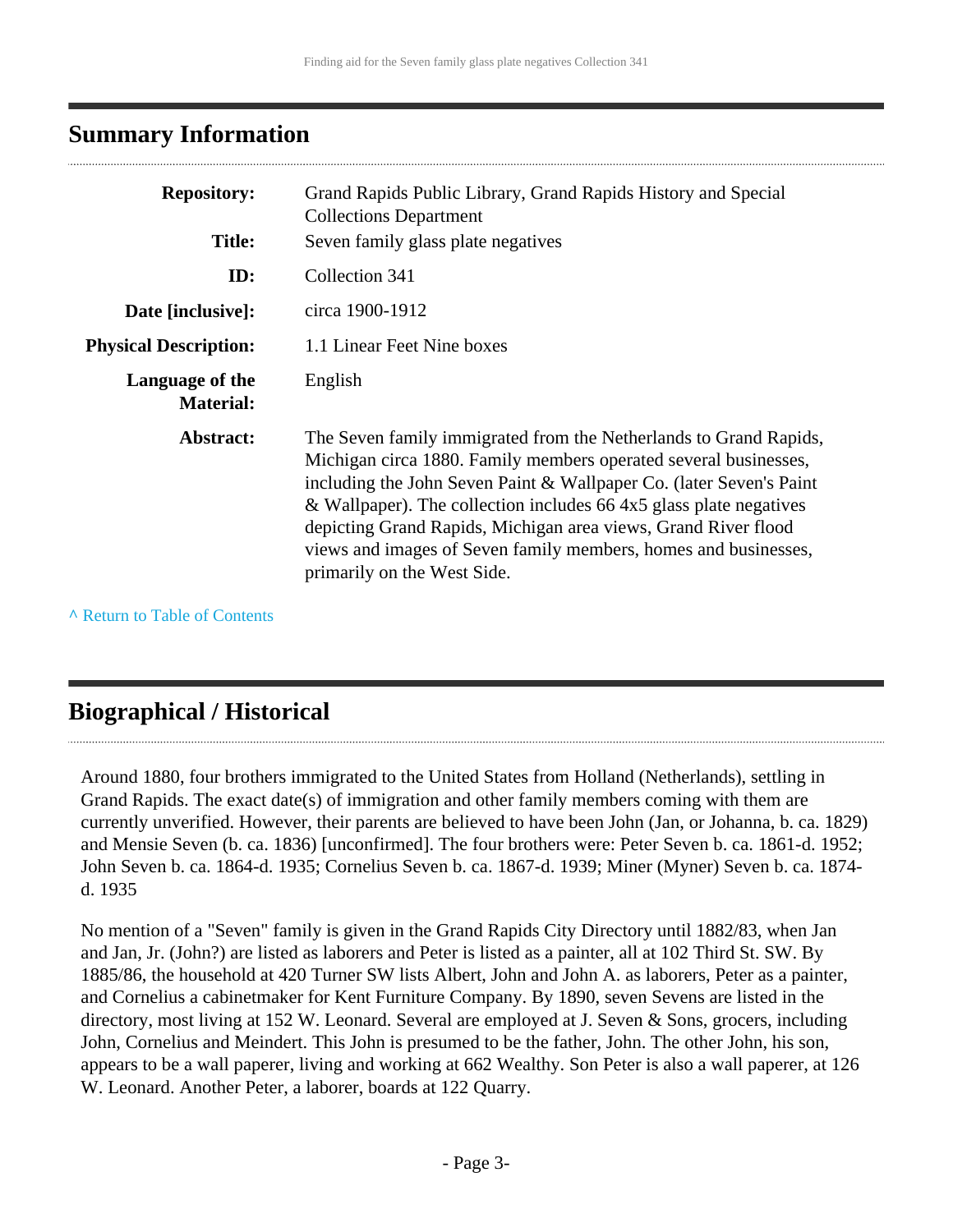## Summary Information

| | |
|---|---|
| **Repository:** | Grand Rapids Public Library, Grand Rapids History and Special Collections Department |
| **Title:** | Seven family glass plate negatives |
| **ID:** | Collection 341 |
| **Date [inclusive]:** | circa 1900-1912 |
| **Physical Description:** | 1.1 Linear Feet Nine boxes |
| **Language of the Material:** | English |
| **Abstract:** | The Seven family immigrated from the Netherlands to Grand Rapids, Michigan circa 1880. Family members operated several businesses, including the John Seven Paint & Wallpaper Co. (later Seven's Paint & Wallpaper). The collection includes 66 4x5 glass plate negatives depicting Grand Rapids, Michigan area views, Grand River flood views and images of Seven family members, homes and businesses, primarily on the West Side. |

^ Return to Table of Contents

## Biographical / Historical

Around 1880, four brothers immigrated to the United States from Holland (Netherlands), settling in Grand Rapids. The exact date(s) of immigration and other family members coming with them are currently unverified. However, their parents are believed to have been John (Jan, or Johanna, b. ca. 1829) and Mensie Seven (b. ca. 1836) [unconfirmed]. The four brothers were: Peter Seven b. ca. 1861-d. 1952; John Seven b. ca. 1864-d. 1935; Cornelius Seven b. ca. 1867-d. 1939; Miner (Myner) Seven b. ca. 1874-d. 1935

No mention of a "Seven" family is given in the Grand Rapids City Directory until 1882/83, when Jan and Jan, Jr. (John?) are listed as laborers and Peter is listed as a painter, all at 102 Third St. SW. By 1885/86, the household at 420 Turner SW lists Albert, John and John A. as laborers, Peter as a painter, and Cornelius a cabinetmaker for Kent Furniture Company. By 1890, seven Sevens are listed in the directory, most living at 152 W. Leonard. Several are employed at J. Seven & Sons, grocers, including John, Cornelius and Meindert. This John is presumed to be the father, John. The other John, his son, appears to be a wall paperer, living and working at 662 Wealthy. Son Peter is also a wall paperer, at 126 W. Leonard. Another Peter, a laborer, boards at 122 Quarry.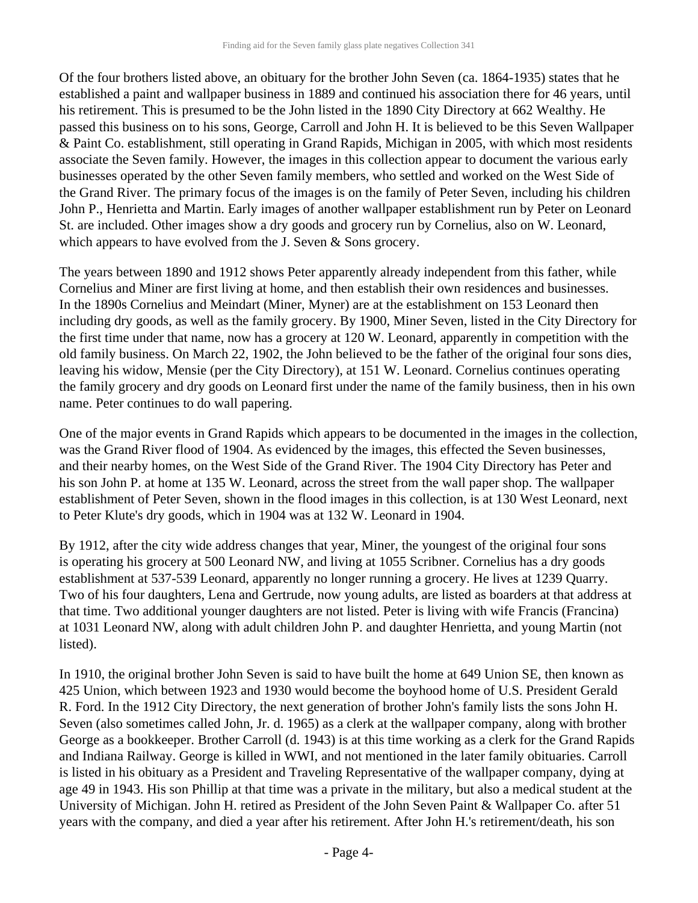Of the four brothers listed above, an obituary for the brother John Seven (ca. 1864-1935) states that he established a paint and wallpaper business in 1889 and continued his association there for 46 years, until his retirement. This is presumed to be the John listed in the 1890 City Directory at 662 Wealthy. He passed this business on to his sons, George, Carroll and John H. It is believed to be this Seven Wallpaper & Paint Co. establishment, still operating in Grand Rapids, Michigan in 2005, with which most residents associate the Seven family. However, the images in this collection appear to document the various early businesses operated by the other Seven family members, who settled and worked on the West Side of the Grand River. The primary focus of the images is on the family of Peter Seven, including his children John P., Henrietta and Martin. Early images of another wallpaper establishment run by Peter on Leonard St. are included. Other images show a dry goods and grocery run by Cornelius, also on W. Leonard, which appears to have evolved from the J. Seven & Sons grocery.

The years between 1890 and 1912 shows Peter apparently already independent from this father, while Cornelius and Miner are first living at home, and then establish their own residences and businesses. In the 1890s Cornelius and Meindart (Miner, Myner) are at the establishment on 153 Leonard then including dry goods, as well as the family grocery. By 1900, Miner Seven, listed in the City Directory for the first time under that name, now has a grocery at 120 W. Leonard, apparently in competition with the old family business. On March 22, 1902, the John believed to be the father of the original four sons dies, leaving his widow, Mensie (per the City Directory), at 151 W. Leonard. Cornelius continues operating the family grocery and dry goods on Leonard first under the name of the family business, then in his own name. Peter continues to do wall papering.

One of the major events in Grand Rapids which appears to be documented in the images in the collection, was the Grand River flood of 1904. As evidenced by the images, this effected the Seven businesses, and their nearby homes, on the West Side of the Grand River. The 1904 City Directory has Peter and his son John P. at home at 135 W. Leonard, across the street from the wall paper shop. The wallpaper establishment of Peter Seven, shown in the flood images in this collection, is at 130 West Leonard, next to Peter Klute's dry goods, which in 1904 was at 132 W. Leonard in 1904.

By 1912, after the city wide address changes that year, Miner, the youngest of the original four sons is operating his grocery at 500 Leonard NW, and living at 1055 Scribner. Cornelius has a dry goods establishment at 537-539 Leonard, apparently no longer running a grocery. He lives at 1239 Quarry. Two of his four daughters, Lena and Gertrude, now young adults, are listed as boarders at that address at that time. Two additional younger daughters are not listed. Peter is living with wife Francis (Francina) at 1031 Leonard NW, along with adult children John P. and daughter Henrietta, and young Martin (not listed).

In 1910, the original brother John Seven is said to have built the home at 649 Union SE, then known as 425 Union, which between 1923 and 1930 would become the boyhood home of U.S. President Gerald R. Ford. In the 1912 City Directory, the next generation of brother John's family lists the sons John H. Seven (also sometimes called John, Jr. d. 1965) as a clerk at the wallpaper company, along with brother George as a bookkeeper. Brother Carroll (d. 1943) is at this time working as a clerk for the Grand Rapids and Indiana Railway. George is killed in WWI, and not mentioned in the later family obituaries. Carroll is listed in his obituary as a President and Traveling Representative of the wallpaper company, dying at age 49 in 1943. His son Phillip at that time was a private in the military, but also a medical student at the University of Michigan. John H. retired as President of the John Seven Paint & Wallpaper Co. after 51 years with the company, and died a year after his retirement. After John H.'s retirement/death, his son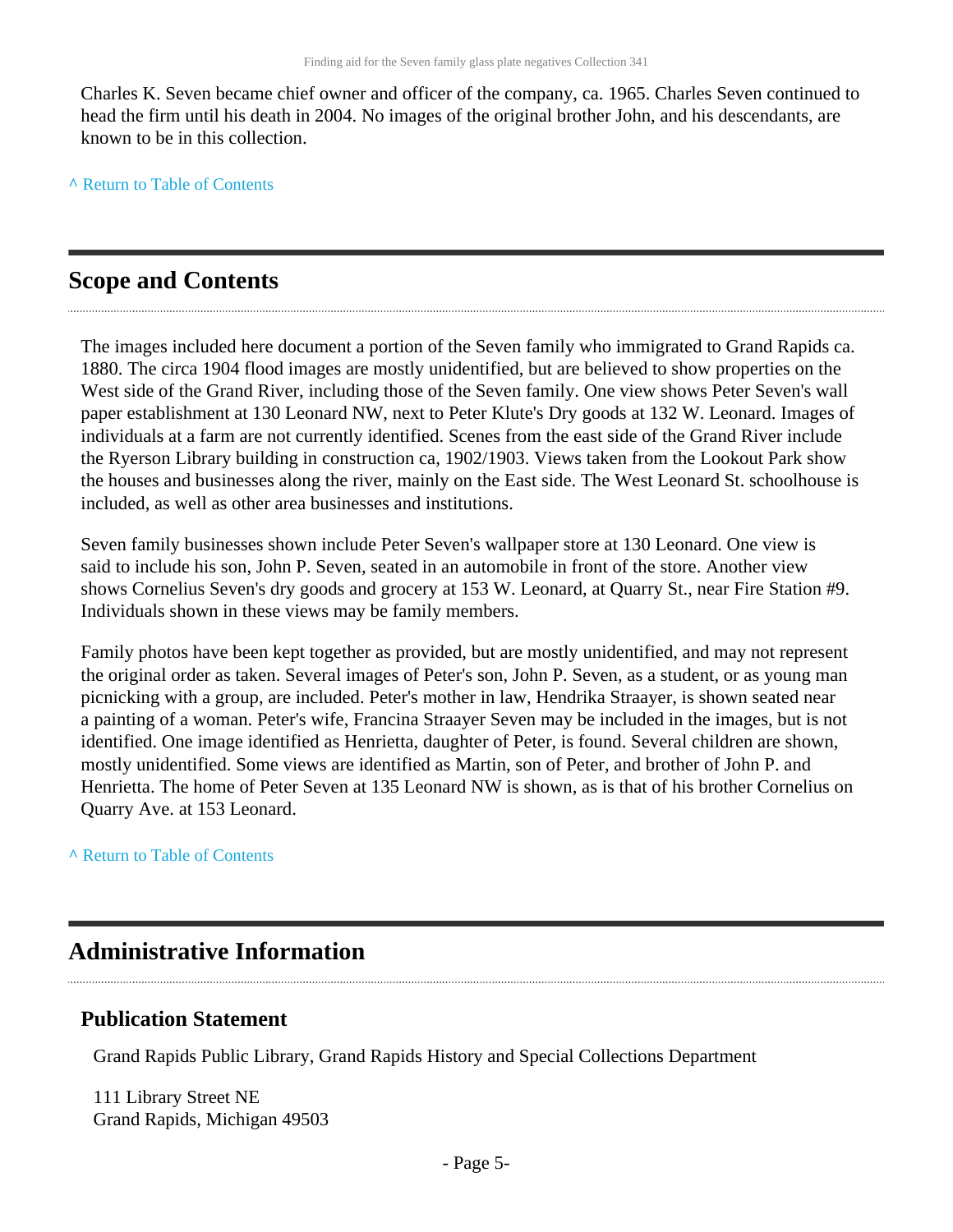Charles K. Seven became chief owner and officer of the company, ca. 1965. Charles Seven continued to head the firm until his death in 2004. No images of the original brother John, and his descendants, are known to be in this collection.

^ Return to Table of Contents

## Scope and Contents

The images included here document a portion of the Seven family who immigrated to Grand Rapids ca. 1880. The circa 1904 flood images are mostly unidentified, but are believed to show properties on the West side of the Grand River, including those of the Seven family. One view shows Peter Seven's wall paper establishment at 130 Leonard NW, next to Peter Klute's Dry goods at 132 W. Leonard. Images of individuals at a farm are not currently identified. Scenes from the east side of the Grand River include the Ryerson Library building in construction ca, 1902/1903. Views taken from the Lookout Park show the houses and businesses along the river, mainly on the East side. The West Leonard St. schoolhouse is included, as well as other area businesses and institutions.

Seven family businesses shown include Peter Seven's wallpaper store at 130 Leonard. One view is said to include his son, John P. Seven, seated in an automobile in front of the store. Another view shows Cornelius Seven's dry goods and grocery at 153 W. Leonard, at Quarry St., near Fire Station #9. Individuals shown in these views may be family members.

Family photos have been kept together as provided, but are mostly unidentified, and may not represent the original order as taken. Several images of Peter's son, John P. Seven, as a student, or as young man picnicking with a group, are included. Peter's mother in law, Hendrika Straayer, is shown seated near a painting of a woman. Peter's wife, Francina Straayer Seven may be included in the images, but is not identified. One image identified as Henrietta, daughter of Peter, is found. Several children are shown, mostly unidentified. Some views are identified as Martin, son of Peter, and brother of John P. and Henrietta. The home of Peter Seven at 135 Leonard NW is shown, as is that of his brother Cornelius on Quarry Ave. at 153 Leonard.

^ Return to Table of Contents

## Administrative Information

### Publication Statement

Grand Rapids Public Library, Grand Rapids History and Special Collections Department

111 Library Street NE
Grand Rapids, Michigan 49503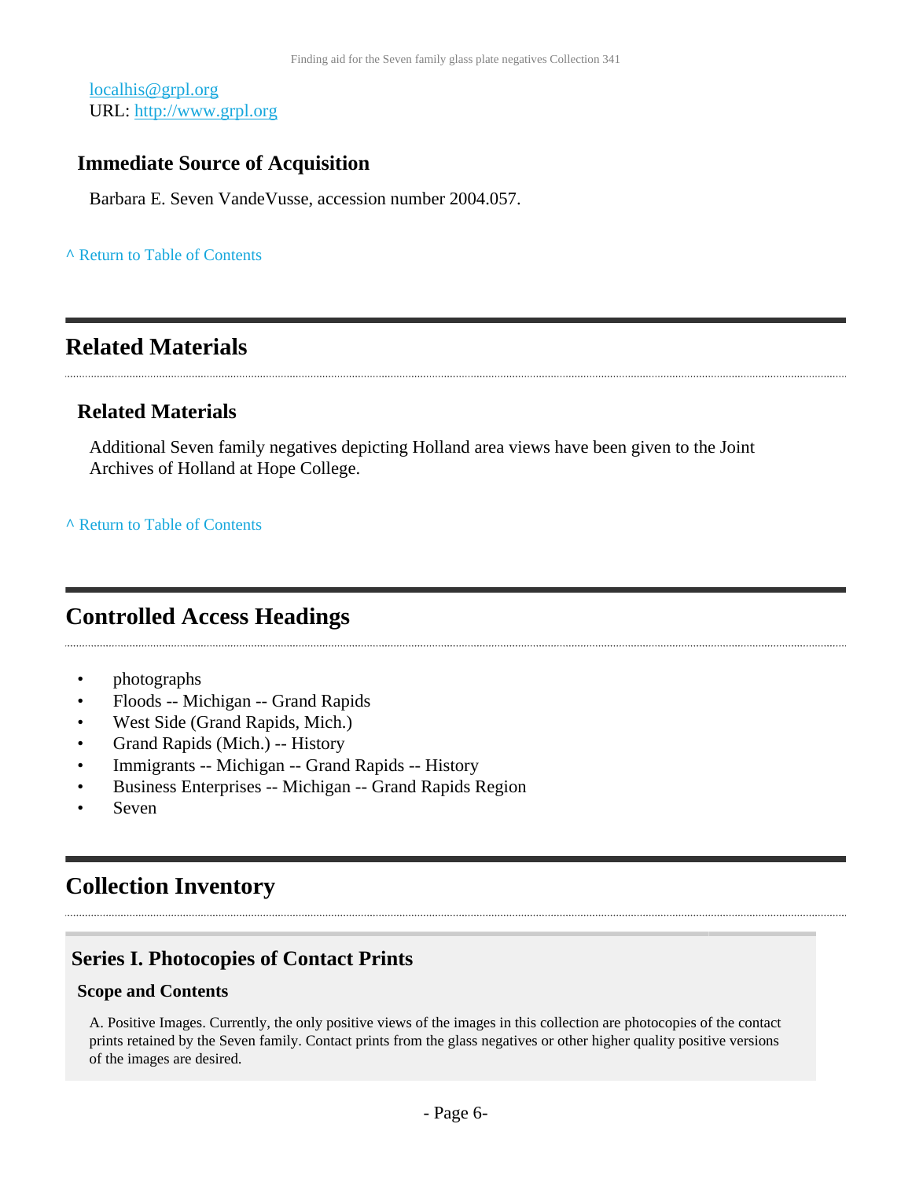localhis@grpl.org
URL: http://www.grpl.org

### Immediate Source of Acquisition

Barbara E. Seven VandeVusse, accession number 2004.057.

^ Return to Table of Contents

## Related Materials

### Related Materials

Additional Seven family negatives depicting Holland area views have been given to the Joint Archives of Holland at Hope College.

^ Return to Table of Contents

## Controlled Access Headings

- photographs
- Floods -- Michigan -- Grand Rapids
- West Side (Grand Rapids, Mich.)
- Grand Rapids (Mich.) -- History
- Immigrants -- Michigan -- Grand Rapids -- History
- Business Enterprises -- Michigan -- Grand Rapids Region
- Seven

## Collection Inventory

### Series I. Photocopies of Contact Prints

#### Scope and Contents

A. Positive Images. Currently, the only positive views of the images in this collection are photocopies of the contact prints retained by the Seven family. Contact prints from the glass negatives or other higher quality positive versions of the images are desired.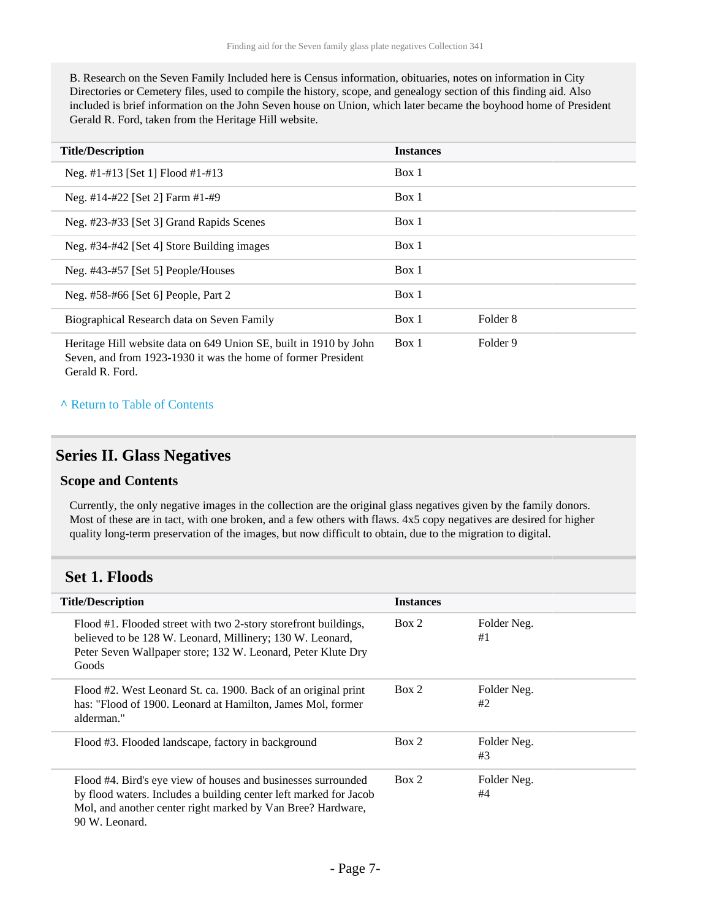B. Research on the Seven Family Included here is Census information, obituaries, notes on information in City Directories or Cemetery files, used to compile the history, scope, and genealogy section of this finding aid. Also included is brief information on the John Seven house on Union, which later became the boyhood home of President Gerald R. Ford, taken from the Heritage Hill website.

| Title/Description | Instances | |
|---|---|---|
| Neg. #1-#13 [Set 1] Flood #1-#13 | Box 1 | |
| Neg. #14-#22 [Set 2] Farm #1-#9 | Box 1 | |
| Neg. #23-#33 [Set 3] Grand Rapids Scenes | Box 1 | |
| Neg. #34-#42 [Set 4] Store Building images | Box 1 | |
| Neg. #43-#57 [Set 5] People/Houses | Box 1 | |
| Neg. #58-#66 [Set 6] People, Part 2 | Box 1 | |
| Biographical Research data on Seven Family | Box 1 | Folder 8 |
| Heritage Hill website data on 649 Union SE, built in 1910 by John Seven, and from 1923-1930 it was the home of former President Gerald R. Ford. | Box 1 | Folder 9 |

^ Return to Table of Contents

## Series II. Glass Negatives

### Scope and Contents

Currently, the only negative images in the collection are the original glass negatives given by the family donors. Most of these are in tact, with one broken, and a few others with flaws. 4x5 copy negatives are desired for higher quality long-term preservation of the images, but now difficult to obtain, due to the migration to digital.

## Set 1. Floods

| Title/Description | Instances | |
|---|---|---|
| Flood #1. Flooded street with two 2-story storefront buildings, believed to be 128 W. Leonard, Millinery; 130 W. Leonard, Peter Seven Wallpaper store; 132 W. Leonard, Peter Klute Dry Goods | Box 2 | Folder Neg. #1 |
| Flood #2. West Leonard St. ca. 1900. Back of an original print has: "Flood of 1900. Leonard at Hamilton, James Mol, former alderman." | Box 2 | Folder Neg. #2 |
| Flood #3. Flooded landscape, factory in background | Box 2 | Folder Neg. #3 |
| Flood #4. Bird's eye view of houses and businesses surrounded by flood waters. Includes a building center left marked for Jacob Mol, and another center right marked by Van Bree? Hardware, 90 W. Leonard. | Box 2 | Folder Neg. #4 |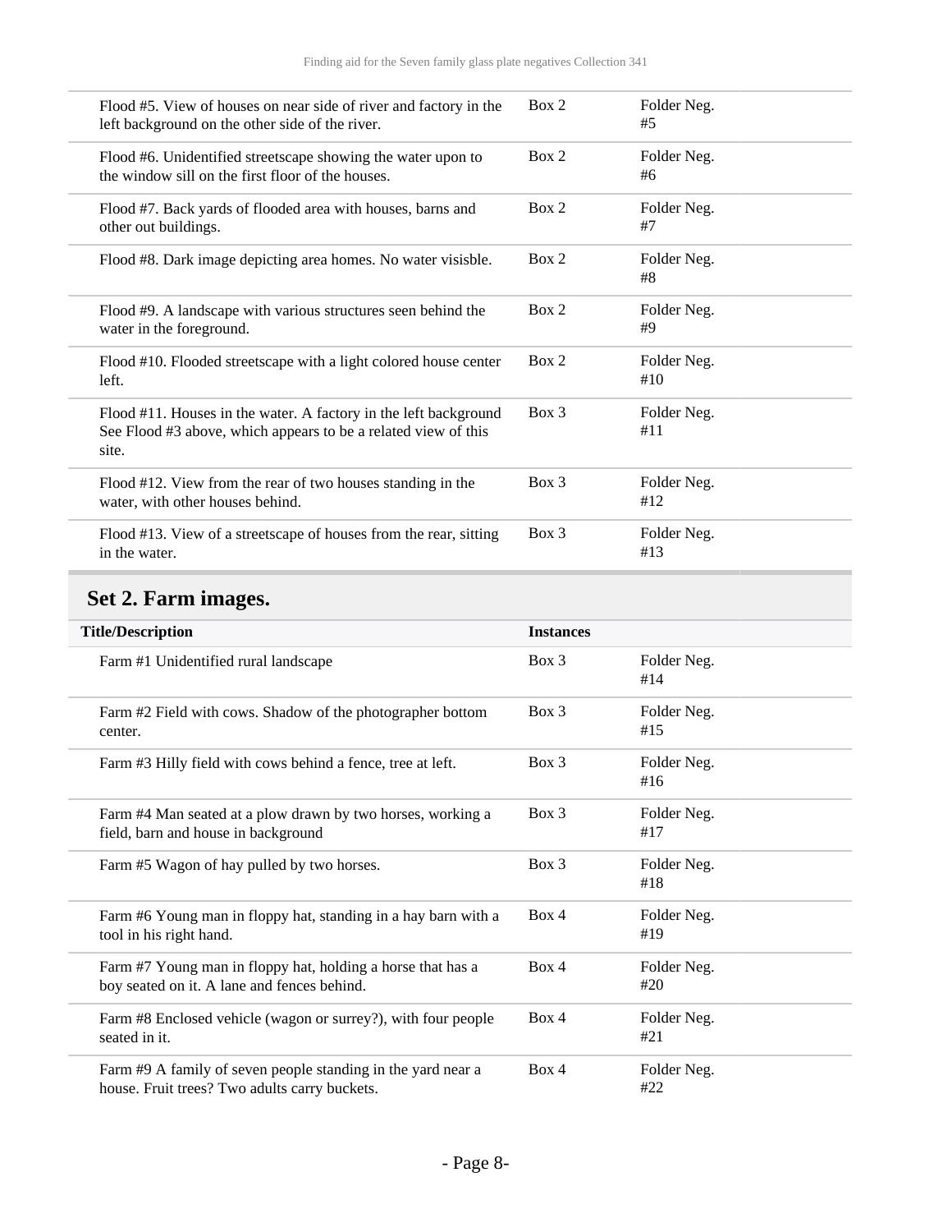| | | |
|---|---|---|
| Flood #5. View of houses on near side of river and factory in the left background on the other side of the river. | Box 2 | Folder Neg. #5 |
| Flood #6. Unidentified streetscape showing the water upon to the window sill on the first floor of the houses. | Box 2 | Folder Neg. #6 |
| Flood #7. Back yards of flooded area with houses, barns and other out buildings. | Box 2 | Folder Neg. #7 |
| Flood #8. Dark image depicting area homes. No water visisble. | Box 2 | Folder Neg. #8 |
| Flood #9. A landscape with various structures seen behind the water in the foreground. | Box 2 | Folder Neg. #9 |
| Flood #10. Flooded streetscape with a light colored house center left. | Box 2 | Folder Neg. #10 |
| Flood #11. Houses in the water. A factory in the left background See Flood #3 above, which appears to be a related view of this site. | Box 3 | Folder Neg. #11 |
| Flood #12. View from the rear of two houses standing in the water, with other houses behind. | Box 3 | Folder Neg. #12 |
| Flood #13. View of a streetscape of houses from the rear, sitting in the water. | Box 3 | Folder Neg. #13 |

## Set 2. Farm images.

| Title/Description | Instances | |
|---|---|---|
| Farm #1 Unidentified rural landscape | Box 3 | Folder Neg. #14 |
| Farm #2 Field with cows. Shadow of the photographer bottom center. | Box 3 | Folder Neg. #15 |
| Farm #3 Hilly field with cows behind a fence, tree at left. | Box 3 | Folder Neg. #16 |
| Farm #4 Man seated at a plow drawn by two horses, working a field, barn and house in background | Box 3 | Folder Neg. #17 |
| Farm #5 Wagon of hay pulled by two horses. | Box 3 | Folder Neg. #18 |
| Farm #6 Young man in floppy hat, standing in a hay barn with a tool in his right hand. | Box 4 | Folder Neg. #19 |
| Farm #7 Young man in floppy hat, holding a horse that has a boy seated on it. A lane and fences behind. | Box 4 | Folder Neg. #20 |
| Farm #8 Enclosed vehicle (wagon or surrey?), with four people seated in it. | Box 4 | Folder Neg. #21 |
| Farm #9 A family of seven people standing in the yard near a house. Fruit trees? Two adults carry buckets. | Box 4 | Folder Neg. #22 |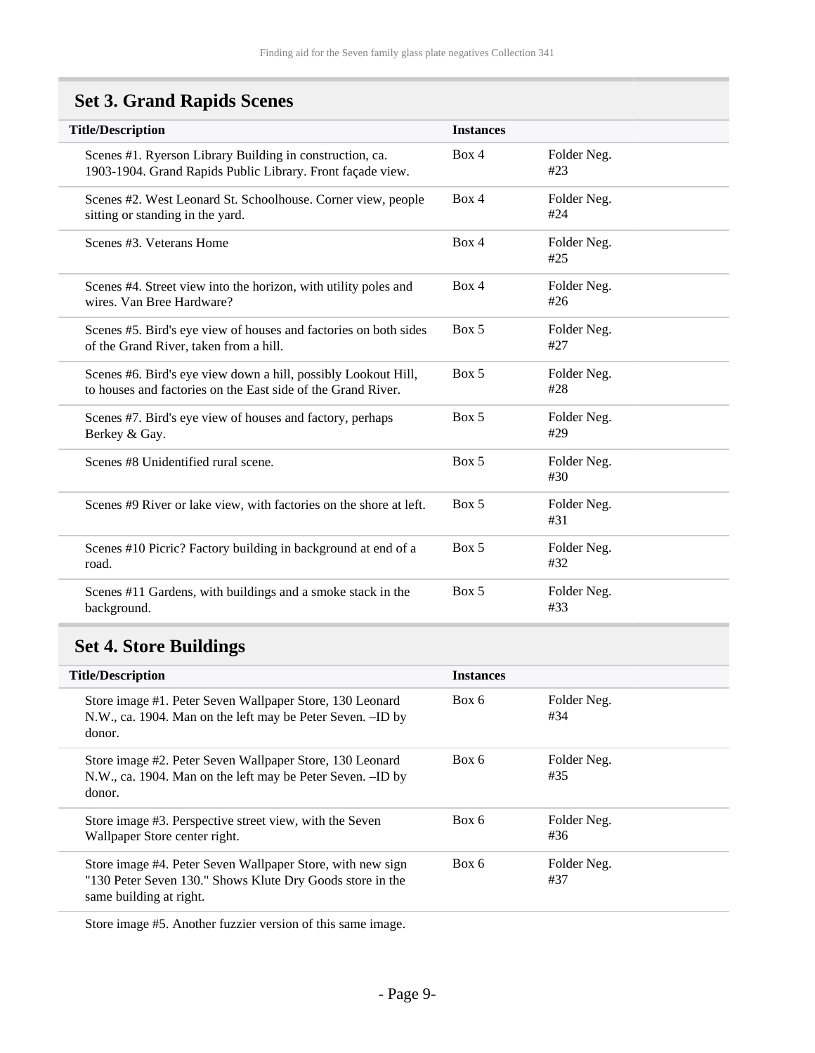## Set 3. Grand Rapids Scenes

| Title/Description | Instances | |
|---|---|---|
| Scenes #1. Ryerson Library Building in construction, ca. 1903-1904. Grand Rapids Public Library. Front façade view. | Box 4 | Folder Neg. #23 |
| Scenes #2. West Leonard St. Schoolhouse. Corner view, people sitting or standing in the yard. | Box 4 | Folder Neg. #24 |
| Scenes #3. Veterans Home | Box 4 | Folder Neg. #25 |
| Scenes #4. Street view into the horizon, with utility poles and wires. Van Bree Hardware? | Box 4 | Folder Neg. #26 |
| Scenes #5. Bird's eye view of houses and factories on both sides of the Grand River, taken from a hill. | Box 5 | Folder Neg. #27 |
| Scenes #6. Bird's eye view down a hill, possibly Lookout Hill, to houses and factories on the East side of the Grand River. | Box 5 | Folder Neg. #28 |
| Scenes #7. Bird's eye view of houses and factory, perhaps Berkey & Gay. | Box 5 | Folder Neg. #29 |
| Scenes #8 Unidentified rural scene. | Box 5 | Folder Neg. #30 |
| Scenes #9 River or lake view, with factories on the shore at left. | Box 5 | Folder Neg. #31 |
| Scenes #10 Picric? Factory building in background at end of a road. | Box 5 | Folder Neg. #32 |
| Scenes #11 Gardens, with buildings and a smoke stack in the background. | Box 5 | Folder Neg. #33 |

## Set 4. Store Buildings

| Title/Description | Instances | |
|---|---|---|
| Store image #1. Peter Seven Wallpaper Store, 130 Leonard N.W., ca. 1904. Man on the left may be Peter Seven. –ID by donor. | Box 6 | Folder Neg. #34 |
| Store image #2. Peter Seven Wallpaper Store, 130 Leonard N.W., ca. 1904. Man on the left may be Peter Seven. –ID by donor. | Box 6 | Folder Neg. #35 |
| Store image #3. Perspective street view, with the Seven Wallpaper Store center right. | Box 6 | Folder Neg. #36 |
| Store image #4. Peter Seven Wallpaper Store, with new sign "130 Peter Seven 130." Shows Klute Dry Goods store in the same building at right. | Box 6 | Folder Neg. #37 |

Store image #5. Another fuzzier version of this same image.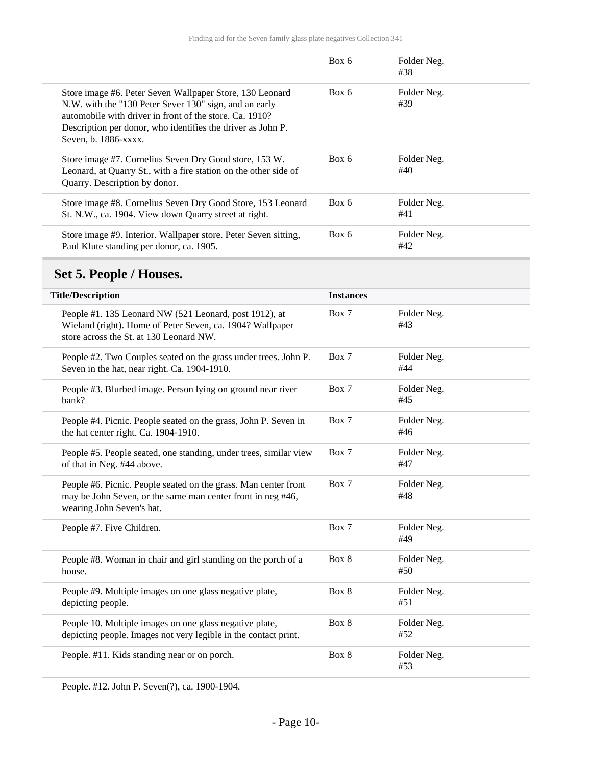| | | |
|---|---|---|
| | Box 6 | Folder Neg. #38 |
| Store image #6. Peter Seven Wallpaper Store, 130 Leonard N.W. with the "130 Peter Sever 130" sign, and an early automobile with driver in front of the store. Ca. 1910? Description per donor, who identifies the driver as John P. Seven, b. 1886-xxxx. | Box 6 | Folder Neg. #39 |
| Store image #7. Cornelius Seven Dry Good store, 153 W. Leonard, at Quarry St., with a fire station on the other side of Quarry. Description by donor. | Box 6 | Folder Neg. #40 |
| Store image #8. Cornelius Seven Dry Good Store, 153 Leonard St. N.W., ca. 1904. View down Quarry street at right. | Box 6 | Folder Neg. #41 |
| Store image #9. Interior. Wallpaper store. Peter Seven sitting, Paul Klute standing per donor, ca. 1905. | Box 6 | Folder Neg. #42 |

## Set 5. People / Houses.

| Title/Description | Instances | |
|---|---|---|
| People #1. 135 Leonard NW (521 Leonard, post 1912), at Wieland (right). Home of Peter Seven, ca. 1904? Wallpaper store across the St. at 130 Leonard NW. | Box 7 | Folder Neg. #43 |
| People #2. Two Couples seated on the grass under trees. John P. Seven in the hat, near right. Ca. 1904-1910. | Box 7 | Folder Neg. #44 |
| People #3. Blurbed image. Person lying on ground near river bank? | Box 7 | Folder Neg. #45 |
| People #4. Picnic. People seated on the grass, John P. Seven in the hat center right. Ca. 1904-1910. | Box 7 | Folder Neg. #46 |
| People #5. People seated, one standing, under trees, similar view of that in Neg. #44 above. | Box 7 | Folder Neg. #47 |
| People #6. Picnic. People seated on the grass. Man center front may be John Seven, or the same man center front in neg #46, wearing John Seven's hat. | Box 7 | Folder Neg. #48 |
| People #7. Five Children. | Box 7 | Folder Neg. #49 |
| People #8. Woman in chair and girl standing on the porch of a house. | Box 8 | Folder Neg. #50 |
| People #9. Multiple images on one glass negative plate, depicting people. | Box 8 | Folder Neg. #51 |
| People 10. Multiple images on one glass negative plate, depicting people. Images not very legible in the contact print. | Box 8 | Folder Neg. #52 |
| People. #11. Kids standing near or on porch. | Box 8 | Folder Neg. #53 |
| People. #12. John P. Seven(?), ca. 1900-1904. | | |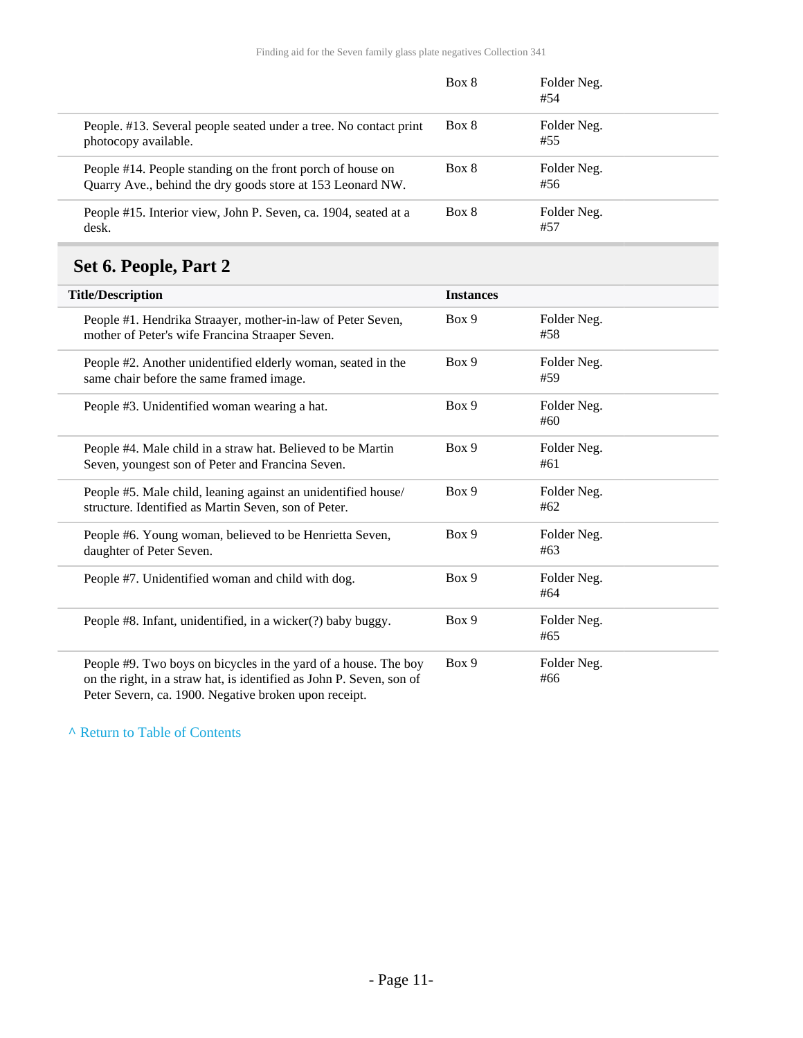| | | |
|---|---|---|
| | Box 8 | Folder Neg. #54 |
| People. #13. Several people seated under a tree. No contact print photocopy available. | Box 8 | Folder Neg. #55 |
| People #14. People standing on the front porch of house on Quarry Ave., behind the dry goods store at 153 Leonard NW. | Box 8 | Folder Neg. #56 |
| People #15. Interior view, John P. Seven, ca. 1904, seated at a desk. | Box 8 | Folder Neg. #57 |

## Set 6. People, Part 2

| Title/Description | Instances | |
|---|---|---|
| People #1. Hendrika Straayer, mother-in-law of Peter Seven, mother of Peter's wife Francina Straaper Seven. | Box 9 | Folder Neg. #58 |
| People #2. Another unidentified elderly woman, seated in the same chair before the same framed image. | Box 9 | Folder Neg. #59 |
| People #3. Unidentified woman wearing a hat. | Box 9 | Folder Neg. #60 |
| People #4. Male child in a straw hat. Believed to be Martin Seven, youngest son of Peter and Francina Seven. | Box 9 | Folder Neg. #61 |
| People #5. Male child, leaning against an unidentified house/ structure. Identified as Martin Seven, son of Peter. | Box 9 | Folder Neg. #62 |
| People #6. Young woman, believed to be Henrietta Seven, daughter of Peter Seven. | Box 9 | Folder Neg. #63 |
| People #7. Unidentified woman and child with dog. | Box 9 | Folder Neg. #64 |
| People #8. Infant, unidentified, in a wicker(?) baby buggy. | Box 9 | Folder Neg. #65 |
| People #9. Two boys on bicycles in the yard of a house. The boy on the right, in a straw hat, is identified as John P. Seven, son of Peter Severn, ca. 1900. Negative broken upon receipt. | Box 9 | Folder Neg. #66 |

^ Return to Table of Contents